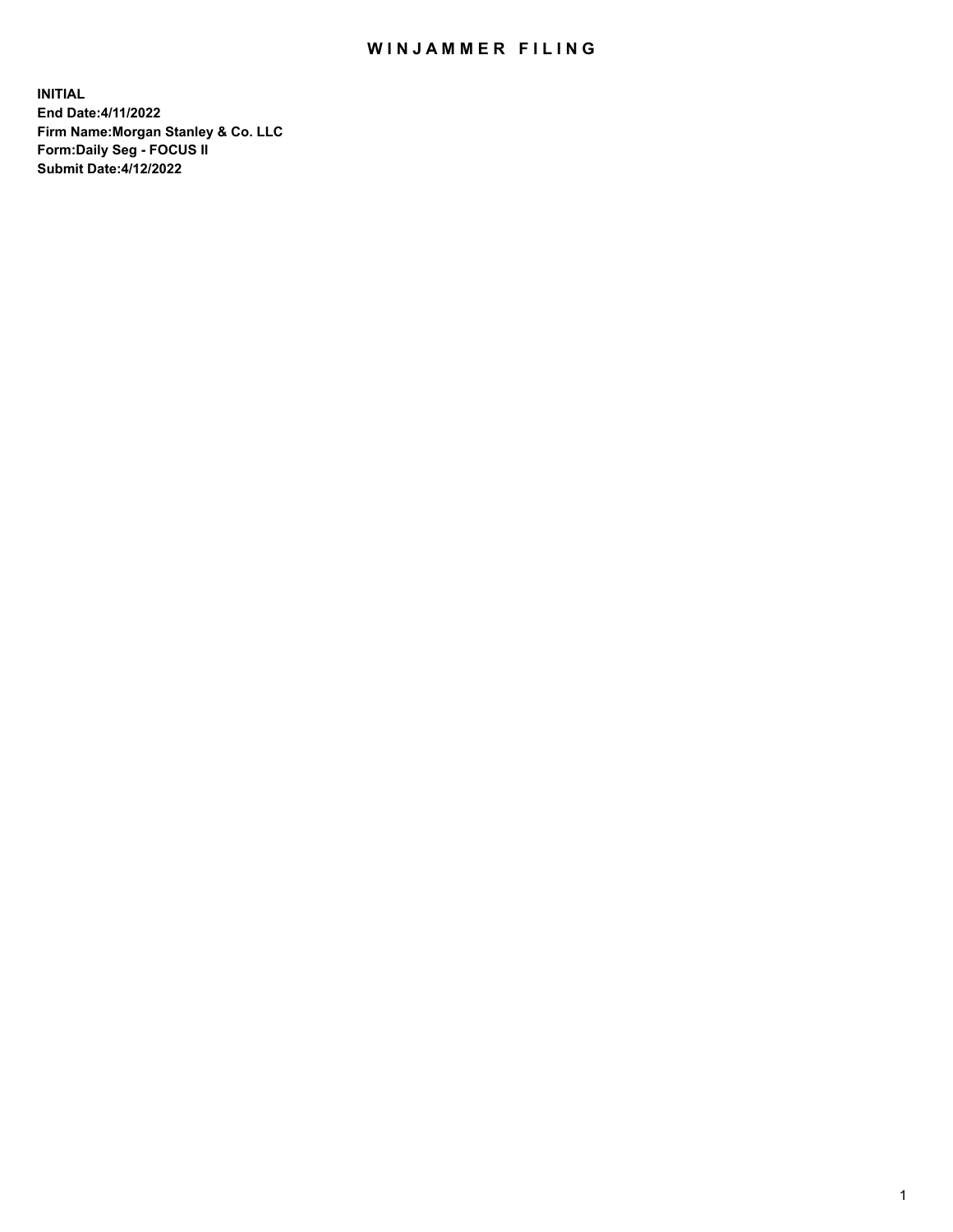# WINJAMMER FILING

**INITIAL**
**End Date:4/11/2022**
**Firm Name:Morgan Stanley & Co. LLC**
**Form:Daily Seg - FOCUS II**
**Submit Date:4/12/2022**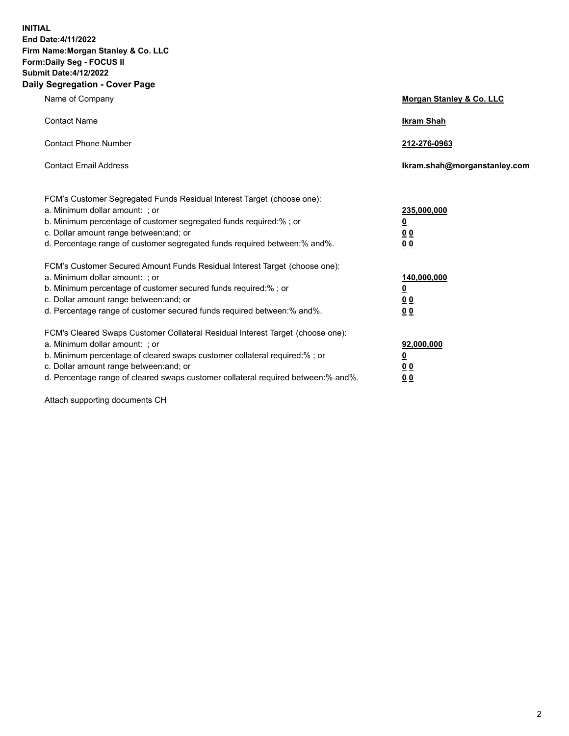**INITIAL**
**End Date:4/11/2022**
**Firm Name:Morgan Stanley & Co. LLC**
**Form:Daily Seg - FOCUS II**
**Submit Date:4/12/2022**

## Daily Segregation - Cover Page

| | |
|---|---|
| Name of Company | **Morgan Stanley & Co. LLC** |
| Contact Name | **Ikram Shah** |
| Contact Phone Number | **212-276-0963** |
| Contact Email Address | **Ikram.shah@morganstanley.com** |

| | |
|---|---|
| FCM's Customer Segregated Funds Residual Interest Target (choose one): | |
| a. Minimum dollar amount: ; or | **235,000,000** |
| b. Minimum percentage of customer segregated funds required:% ; or | **0** |
| c. Dollar amount range between:and; or | **0 0** |
| d. Percentage range of customer segregated funds required between:% and%. | **0 0** |
| FCM's Customer Secured Amount Funds Residual Interest Target (choose one): | |
| a. Minimum dollar amount: ; or | **140,000,000** |
| b. Minimum percentage of customer secured funds required:% ; or | **0** |
| c. Dollar amount range between:and; or | **0 0** |
| d. Percentage range of customer secured funds required between:% and%. | **0 0** |
| FCM's Cleared Swaps Customer Collateral Residual Interest Target (choose one): | |
| a. Minimum dollar amount: ; or | **92,000,000** |
| b. Minimum percentage of cleared swaps customer collateral required:% ; or | **0** |
| c. Dollar amount range between:and; or | **0 0** |
| d. Percentage range of cleared swaps customer collateral required between:% and%. | **0 0** |

Attach supporting documents CH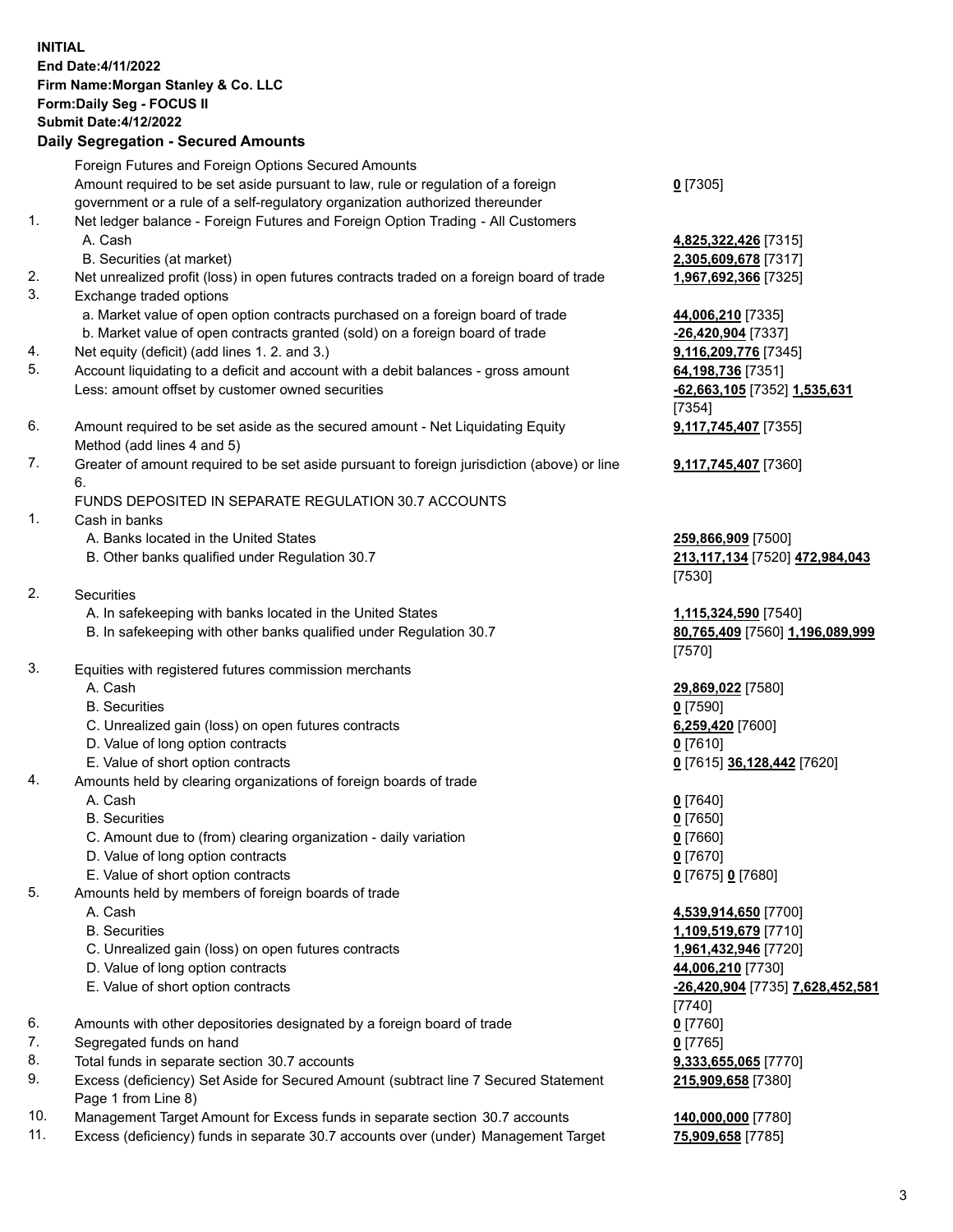**INITIAL**
**End Date:4/11/2022**
**Firm Name:Morgan Stanley & Co. LLC**
**Form:Daily Seg - FOCUS II**
**Submit Date:4/12/2022**

## Daily Segregation - Secured Amounts

| | | |
|---|---|---|
| | Foreign Futures and Foreign Options Secured Amounts | |
| | Amount required to be set aside pursuant to law, rule or regulation of a foreign government or a rule of a self-regulatory organization authorized thereunder | **0** [7305] |
| 1. | Net ledger balance - Foreign Futures and Foreign Option Trading - All Customers | |
| | A. Cash | **4,825,322,426** [7315] |
| | B. Securities (at market) | **2,305,609,678** [7317] |
| 2. | Net unrealized profit (loss) in open futures contracts traded on a foreign board of trade | **1,967,692,366** [7325] |
| 3. | Exchange traded options | |
| | a. Market value of open option contracts purchased on a foreign board of trade | **44,006,210** [7335] |
| | b. Market value of open contracts granted (sold) on a foreign board of trade | **-26,420,904** [7337] |
| 4. | Net equity (deficit) (add lines 1. 2. and 3.) | **9,116,209,776** [7345] |
| 5. | Account liquidating to a deficit and account with a debit balances - gross amount | **64,198,736** [7351] |
| | Less: amount offset by customer owned securities | **-62,663,105** [7352] **1,535,631** [7354] |
| 6. | Amount required to be set aside as the secured amount - Net Liquidating Equity Method (add lines 4 and 5) | **9,117,745,407** [7355] |
| 7. | Greater of amount required to be set aside pursuant to foreign jurisdiction (above) or line 6. | **9,117,745,407** [7360] |
| | FUNDS DEPOSITED IN SEPARATE REGULATION 30.7 ACCOUNTS | |
| 1. | Cash in banks | |
| | A. Banks located in the United States | **259,866,909** [7500] |
| | B. Other banks qualified under Regulation 30.7 | **213,117,134** [7520] **472,984,043** [7530] |
| 2. | Securities | |
| | A. In safekeeping with banks located in the United States | **1,115,324,590** [7540] |
| | B. In safekeeping with other banks qualified under Regulation 30.7 | **80,765,409** [7560] **1,196,089,999** [7570] |
| 3. | Equities with registered futures commission merchants | |
| | A. Cash | **29,869,022** [7580] |
| | B. Securities | **0** [7590] |
| | C. Unrealized gain (loss) on open futures contracts | **6,259,420** [7600] |
| | D. Value of long option contracts | **0** [7610] |
| | E. Value of short option contracts | **0** [7615] **36,128,442** [7620] |
| 4. | Amounts held by clearing organizations of foreign boards of trade | |
| | A. Cash | **0** [7640] |
| | B. Securities | **0** [7650] |
| | C. Amount due to (from) clearing organization - daily variation | **0** [7660] |
| | D. Value of long option contracts | **0** [7670] |
| | E. Value of short option contracts | **0** [7675] **0** [7680] |
| 5. | Amounts held by members of foreign boards of trade | |
| | A. Cash | **4,539,914,650** [7700] |
| | B. Securities | **1,109,519,679** [7710] |
| | C. Unrealized gain (loss) on open futures contracts | **1,961,432,946** [7720] |
| | D. Value of long option contracts | **44,006,210** [7730] |
| | E. Value of short option contracts | **-26,420,904** [7735] **7,628,452,581** [7740] |
| 6. | Amounts with other depositories designated by a foreign board of trade | **0** [7760] |
| 7. | Segregated funds on hand | **0** [7765] |
| 8. | Total funds in separate section 30.7 accounts | **9,333,655,065** [7770] |
| 9. | Excess (deficiency) Set Aside for Secured Amount (subtract line 7 Secured Statement Page 1 from Line 8) | **215,909,658** [7380] |
| 10. | Management Target Amount for Excess funds in separate section 30.7 accounts | **140,000,000** [7780] |
| 11. | Excess (deficiency) funds in separate 30.7 accounts over (under) Management Target | **75,909,658** [7785] |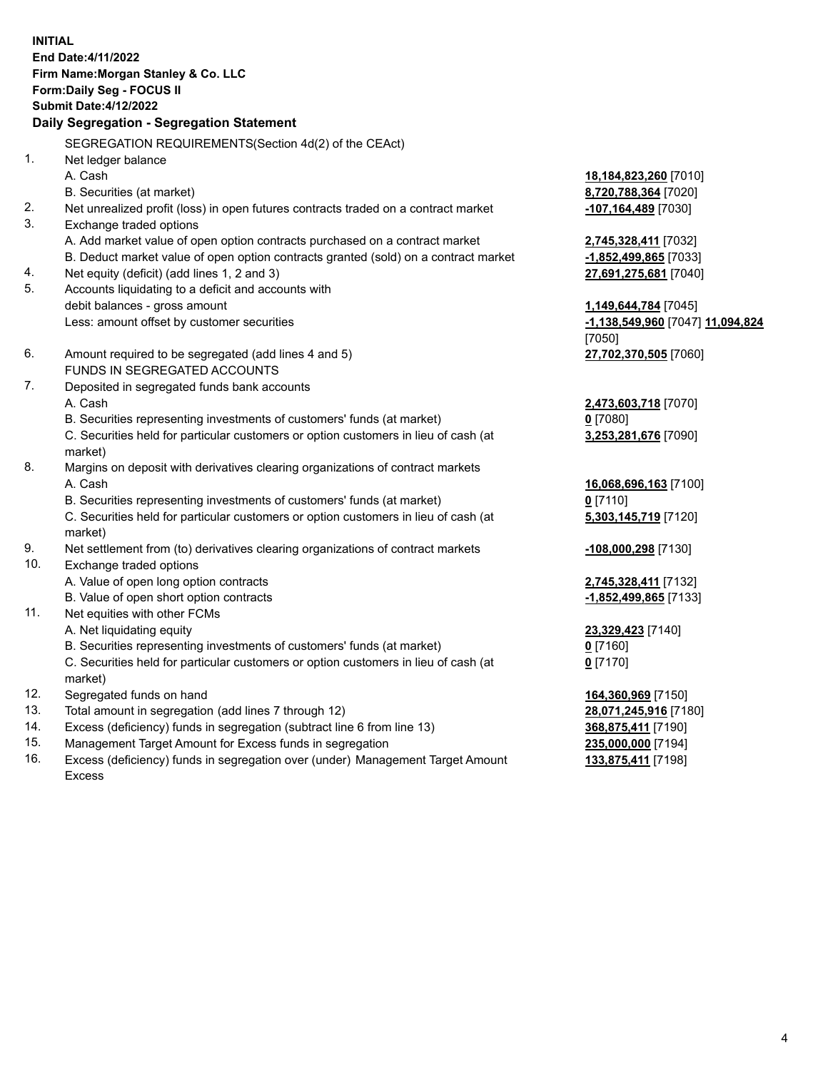**INITIAL**
**End Date:4/11/2022**
**Firm Name:Morgan Stanley & Co. LLC**
**Form:Daily Seg - FOCUS II**
**Submit Date:4/12/2022**

### Daily Segregation - Segregation Statement

SEGREGATION REQUIREMENTS(Section 4d(2) of the CEAct)

| | | |
|---|---|---|
| 1. | Net ledger balance | |
| | A. Cash | **18,184,823,260** [7010] |
| | B. Securities (at market) | **8,720,788,364** [7020] |
| 2. | Net unrealized profit (loss) in open futures contracts traded on a contract market | **-107,164,489** [7030] |
| 3. | Exchange traded options | |
| | A. Add market value of open option contracts purchased on a contract market | **2,745,328,411** [7032] |
| | B. Deduct market value of open option contracts granted (sold) on a contract market | **-1,852,499,865** [7033] |
| 4. | Net equity (deficit) (add lines 1, 2 and 3) | **27,691,275,681** [7040] |
| 5. | Accounts liquidating to a deficit and accounts with debit balances - gross amount | **1,149,644,784** [7045] |
| | Less: amount offset by customer securities | **-1,138,549,960** [7047] **11,094,824** [7050] |
| 6. | Amount required to be segregated (add lines 4 and 5) | **27,702,370,505** [7060] |
| | FUNDS IN SEGREGATED ACCOUNTS | |
| 7. | Deposited in segregated funds bank accounts | |
| | A. Cash | **2,473,603,718** [7070] |
| | B. Securities representing investments of customers' funds (at market) | **0** [7080] |
| | C. Securities held for particular customers or option customers in lieu of cash (at market) | **3,253,281,676** [7090] |
| 8. | Margins on deposit with derivatives clearing organizations of contract markets | |
| | A. Cash | **16,068,696,163** [7100] |
| | B. Securities representing investments of customers' funds (at market) | **0** [7110] |
| | C. Securities held for particular customers or option customers in lieu of cash (at market) | **5,303,145,719** [7120] |
| 9. | Net settlement from (to) derivatives clearing organizations of contract markets | **-108,000,298** [7130] |
| 10. | Exchange traded options | |
| | A. Value of open long option contracts | **2,745,328,411** [7132] |
| | B. Value of open short option contracts | **-1,852,499,865** [7133] |
| 11. | Net equities with other FCMs | |
| | A. Net liquidating equity | **23,329,423** [7140] |
| | B. Securities representing investments of customers' funds (at market) | **0** [7160] |
| | C. Securities held for particular customers or option customers in lieu of cash (at market) | **0** [7170] |
| 12. | Segregated funds on hand | **164,360,969** [7150] |
| 13. | Total amount in segregation (add lines 7 through 12) | **28,071,245,916** [7180] |
| 14. | Excess (deficiency) funds in segregation (subtract line 6 from line 13) | **368,875,411** [7190] |
| 15. | Management Target Amount for Excess funds in segregation | **235,000,000** [7194] |
| 16. | Excess (deficiency) funds in segregation over (under) Management Target Amount Excess | **133,875,411** [7198] |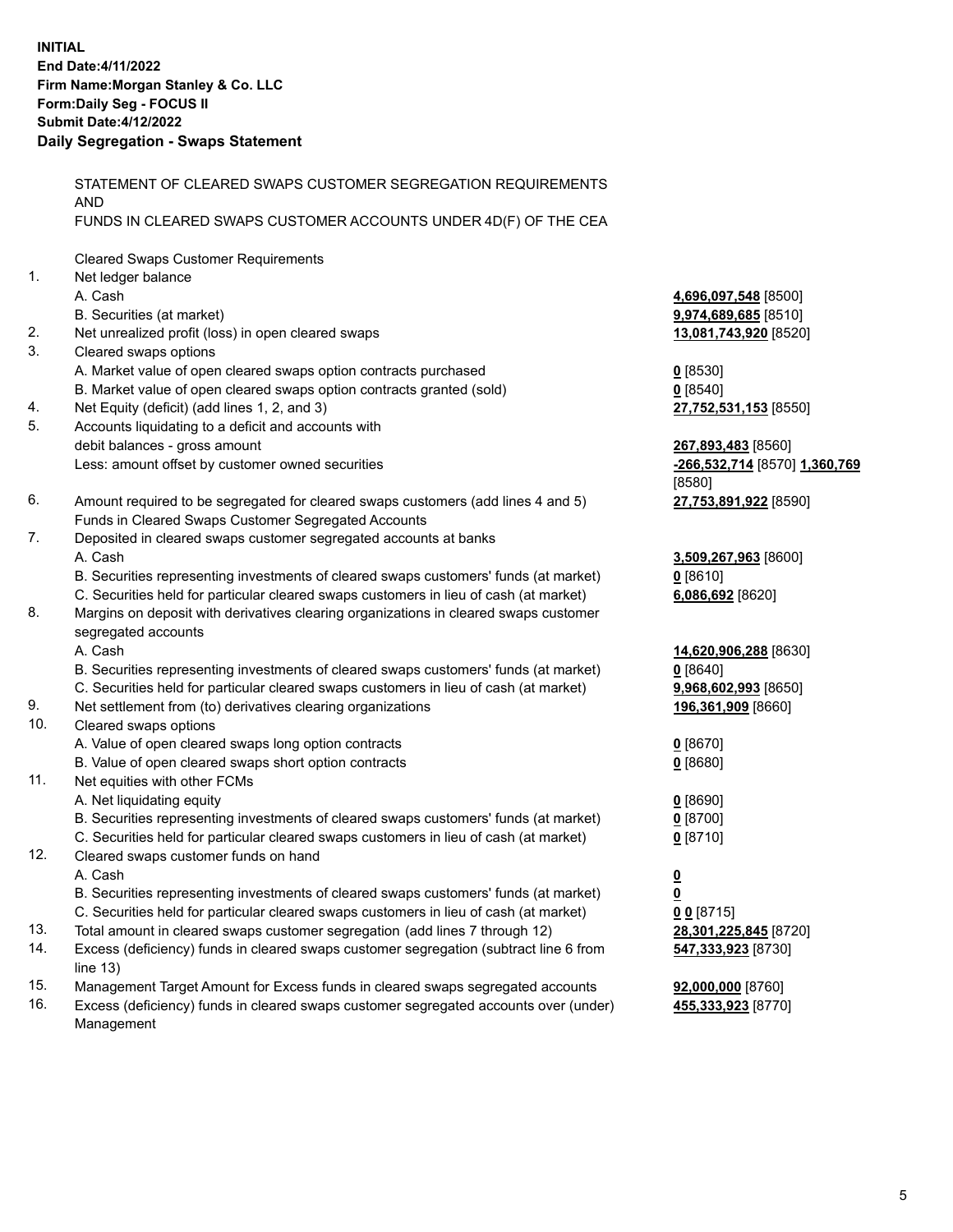**INITIAL**
**End Date:4/11/2022**
**Firm Name:Morgan Stanley & Co. LLC**
**Form:Daily Seg - FOCUS II**
**Submit Date:4/12/2022**
**Daily Segregation - Swaps Statement**

STATEMENT OF CLEARED SWAPS CUSTOMER SEGREGATION REQUIREMENTS AND FUNDS IN CLEARED SWAPS CUSTOMER ACCOUNTS UNDER 4D(F) OF THE CEA

| | | |
|---|---|---|
| | Cleared Swaps Customer Requirements | |
| 1. | Net ledger balance | |
| | A. Cash | **4,696,097,548** [8500] |
| | B. Securities (at market) | **9,974,689,685** [8510] |
| 2. | Net unrealized profit (loss) in open cleared swaps | **13,081,743,920** [8520] |
| 3. | Cleared swaps options | |
| | A. Market value of open cleared swaps option contracts purchased | **0** [8530] |
| | B. Market value of open cleared swaps option contracts granted (sold) | **0** [8540] |
| 4. | Net Equity (deficit) (add lines 1, 2, and 3) | **27,752,531,153** [8550] |
| 5. | Accounts liquidating to a deficit and accounts with debit balances - gross amount | **267,893,483** [8560] |
| | Less: amount offset by customer owned securities | **-266,532,714** [8570] **1,360,769** [8580] |
| 6. | Amount required to be segregated for cleared swaps customers (add lines 4 and 5) | **27,753,891,922** [8590] |
| | Funds in Cleared Swaps Customer Segregated Accounts | |
| 7. | Deposited in cleared swaps customer segregated accounts at banks | |
| | A. Cash | **3,509,267,963** [8600] |
| | B. Securities representing investments of cleared swaps customers' funds (at market) | **0** [8610] |
| | C. Securities held for particular cleared swaps customers in lieu of cash (at market) | **6,086,692** [8620] |
| 8. | Margins on deposit with derivatives clearing organizations in cleared swaps customer segregated accounts | |
| | A. Cash | **14,620,906,288** [8630] |
| | B. Securities representing investments of cleared swaps customers' funds (at market) | **0** [8640] |
| | C. Securities held for particular cleared swaps customers in lieu of cash (at market) | **9,968,602,993** [8650] |
| 9. | Net settlement from (to) derivatives clearing organizations | **196,361,909** [8660] |
| 10. | Cleared swaps options | |
| | A. Value of open cleared swaps long option contracts | **0** [8670] |
| | B. Value of open cleared swaps short option contracts | **0** [8680] |
| 11. | Net equities with other FCMs | |
| | A. Net liquidating equity | **0** [8690] |
| | B. Securities representing investments of cleared swaps customers' funds (at market) | **0** [8700] |
| | C. Securities held for particular cleared swaps customers in lieu of cash (at market) | **0** [8710] |
| 12. | Cleared swaps customer funds on hand | |
| | A. Cash | **0** |
| | B. Securities representing investments of cleared swaps customers' funds (at market) | **0** |
| | C. Securities held for particular cleared swaps customers in lieu of cash (at market) | **0** **0** [8715] |
| 13. | Total amount in cleared swaps customer segregation (add lines 7 through 12) | **28,301,225,845** [8720] |
| 14. | Excess (deficiency) funds in cleared swaps customer segregation (subtract line 6 from line 13) | **547,333,923** [8730] |
| 15. | Management Target Amount for Excess funds in cleared swaps segregated accounts | **92,000,000** [8760] |
| 16. | Excess (deficiency) funds in cleared swaps customer segregated accounts over (under) Management | **455,333,923** [8770] |